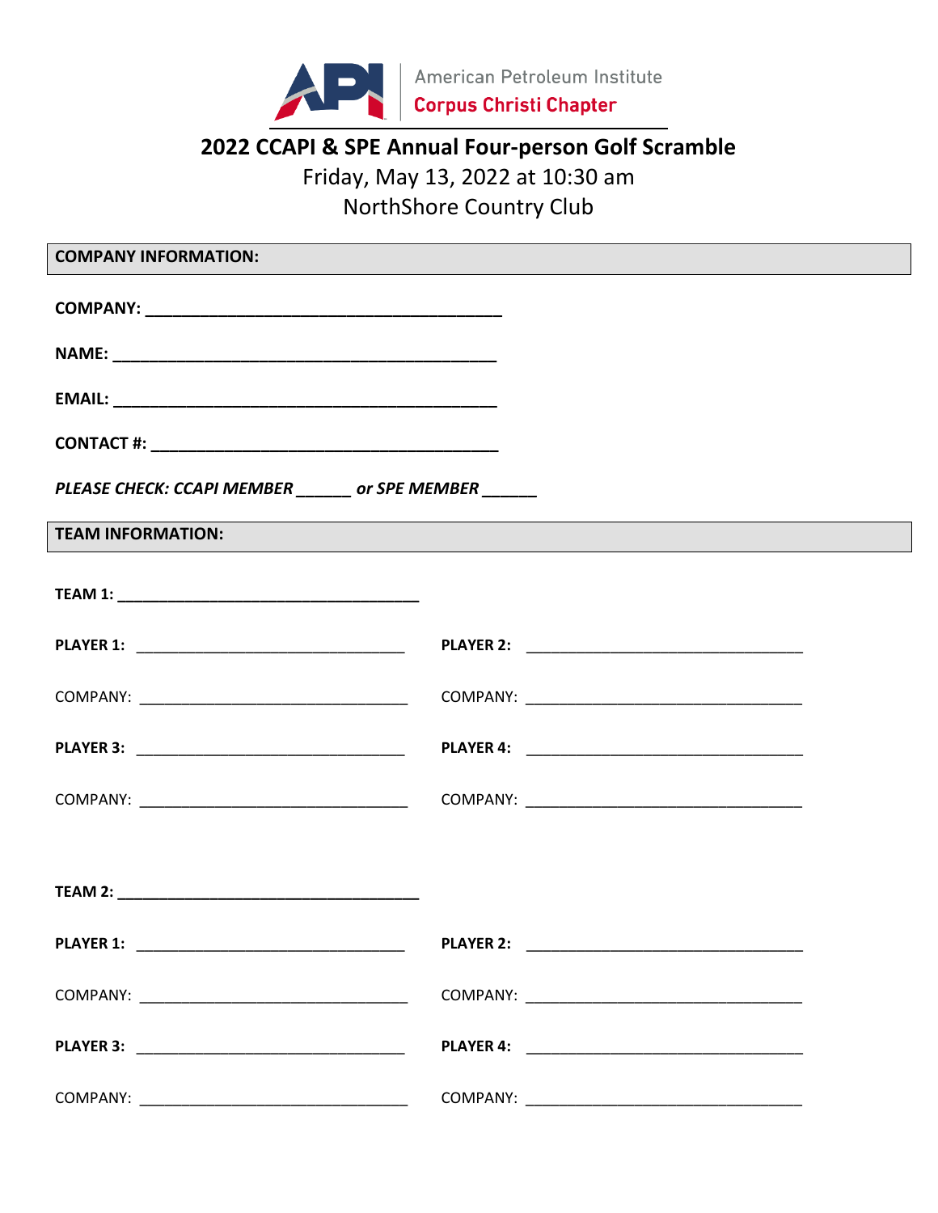American Petroleum Institute

Corpus Christi Chapter

# 2022 CCAPI & SPE Annual Four-person Golf Scramble

Friday, May 13, 2022 at 10:30 am

NorthShore Country Club

## COMPANY INFORMATION:

**COMPANY:** ________________________________________

**NAME:** ___________________________________________

**EMAIL:** ___________________________________________

**CONTACT #:** _______________________________________

***PLEASE CHECK: CCAPI MEMBER ______ or SPE MEMBER ______***

## TEAM INFORMATION:

**TEAM 1:** ___________________________________

**PLAYER 1:** ________________________________ **PLAYER 2:** ________________________________

COMPANY: ________________________________ COMPANY: ________________________________

**PLAYER 3:** ________________________________ **PLAYER 4:** ________________________________

COMPANY: ________________________________ COMPANY: ________________________________

**TEAM 2:** ___________________________________

**PLAYER 1:** ________________________________ **PLAYER 2:** ________________________________

COMPANY: ________________________________ COMPANY: ________________________________

**PLAYER 3:** ________________________________ **PLAYER 4:** ________________________________

COMPANY: ________________________________ COMPANY: ________________________________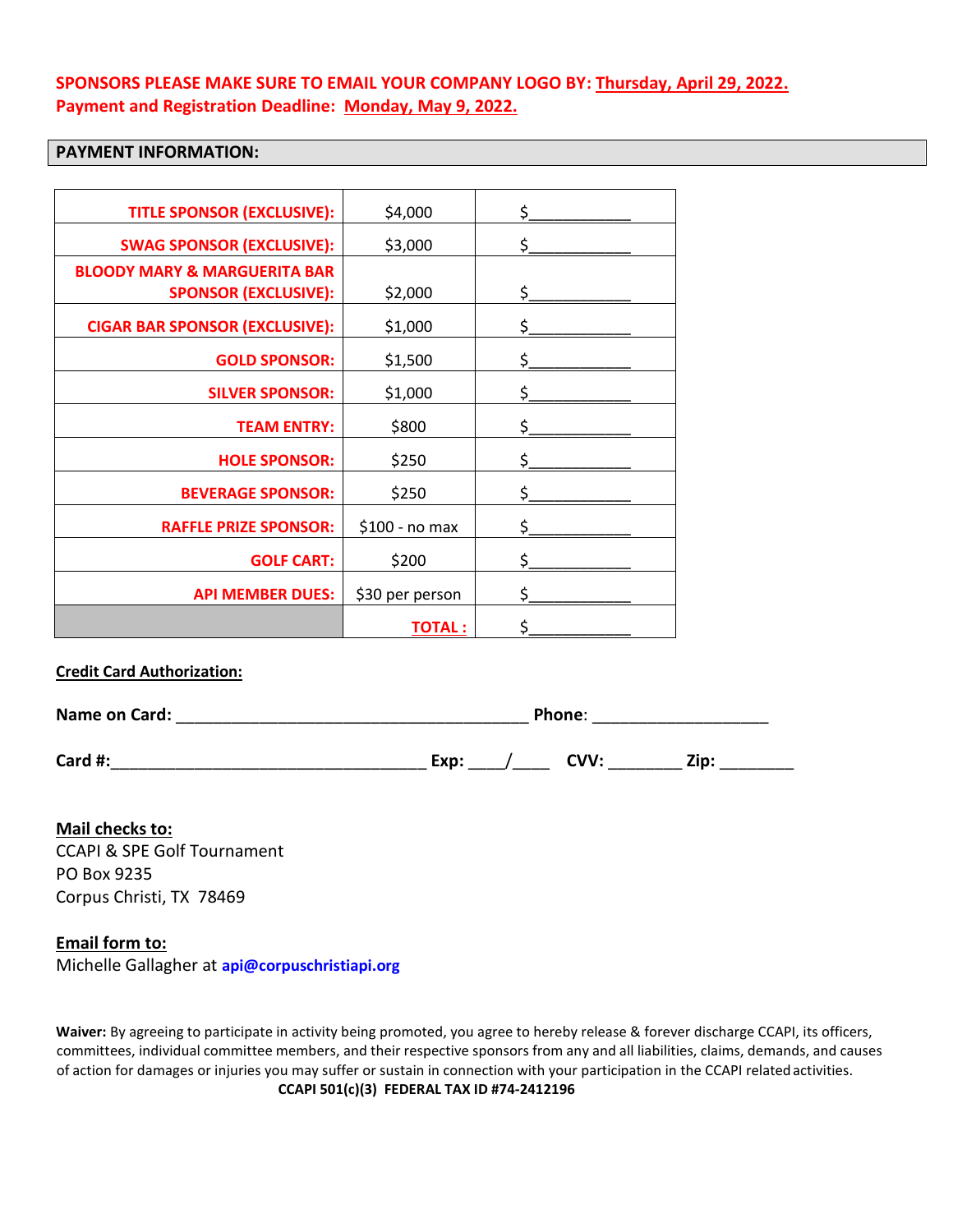**SPONSORS PLEASE MAKE SURE TO EMAIL YOUR COMPANY LOGO BY: Thursday, April 29, 2022.**
**Payment and Registration Deadline: Monday, May 9, 2022.**

## PAYMENT INFORMATION:

| | | |
|---|---|---|
| **TITLE SPONSOR (EXCLUSIVE):** | $4,000 | $____________ |
| **SWAG SPONSOR (EXCLUSIVE):** | $3,000 | $____________ |
| **BLOODY MARY & MARGUERITA BAR SPONSOR (EXCLUSIVE):** | $2,000 | $____________ |
| **CIGAR BAR SPONSOR (EXCLUSIVE):** | $1,000 | $____________ |
| **GOLD SPONSOR:** | $1,500 | $____________ |
| **SILVER SPONSOR:** | $1,000 | $____________ |
| **TEAM ENTRY:** | $800 | $____________ |
| **HOLE SPONSOR:** | $250 | $____________ |
| **BEVERAGE SPONSOR:** | $250 | $____________ |
| **RAFFLE PRIZE SPONSOR:** | $100 - no max | $____________ |
| **GOLF CART:** | $200 | $____________ |
| **API MEMBER DUES:** | $30 per person | $____________ |
| | **TOTAL :** | $____________ |

**Credit Card Authorization:**

**Name on Card:** ________________________________________ **Phone**: ____________________

**Card #:**____________________________________ **Exp:** ____/____ **CVV:** ________ **Zip:** ________

**Mail checks to:**
CCAPI & SPE Golf Tournament
PO Box 9235
Corpus Christi, TX 78469

**Email form to:**
Michelle Gallagher at **api@corpuschristiapi.org**

**Waiver:** By agreeing to participate in activity being promoted, you agree to hereby release & forever discharge CCAPI, its officers, committees, individual committee members, and their respective sponsors from any and all liabilities, claims, demands, and causes of action for damages or injuries you may suffer or sustain in connection with your participation in the CCAPI related activities.

**CCAPI 501(c)(3) FEDERAL TAX ID #74-2412196**